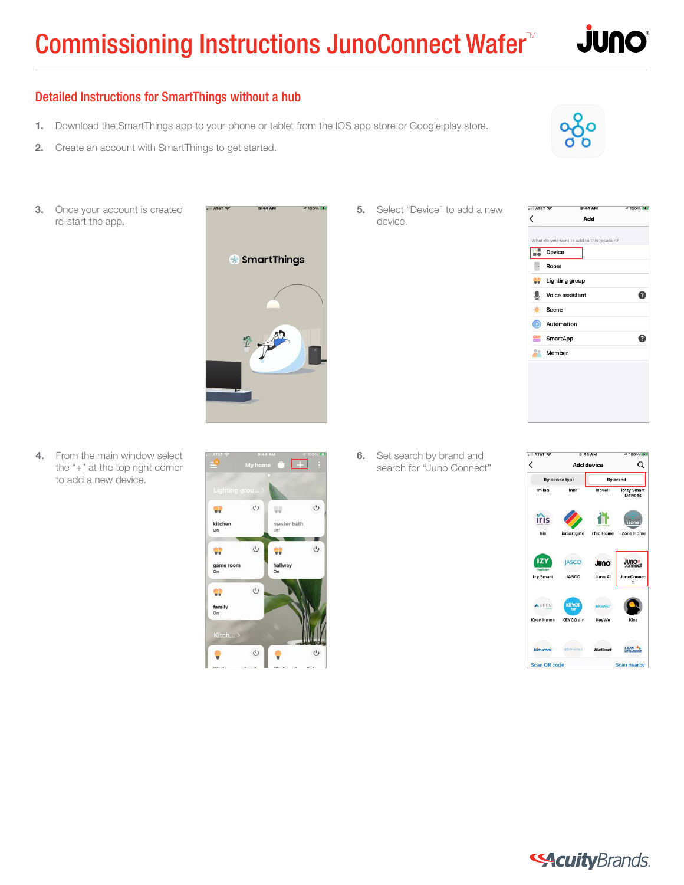# Commissioning Instructions JunoConnect Wafer™

## Detailed Instructions for SmartThings without a hub

1. Download the SmartThings app to your phone or tablet from the IOS app store or Google play store.
2. Create an account with SmartThings to get started.
3. Once your account is created re-start the app.
4. From the main window select the "+" at the top right corner to add a new device.
5. Select "Device" to add a new device.
6. Set search by brand and search for "Juno Connect"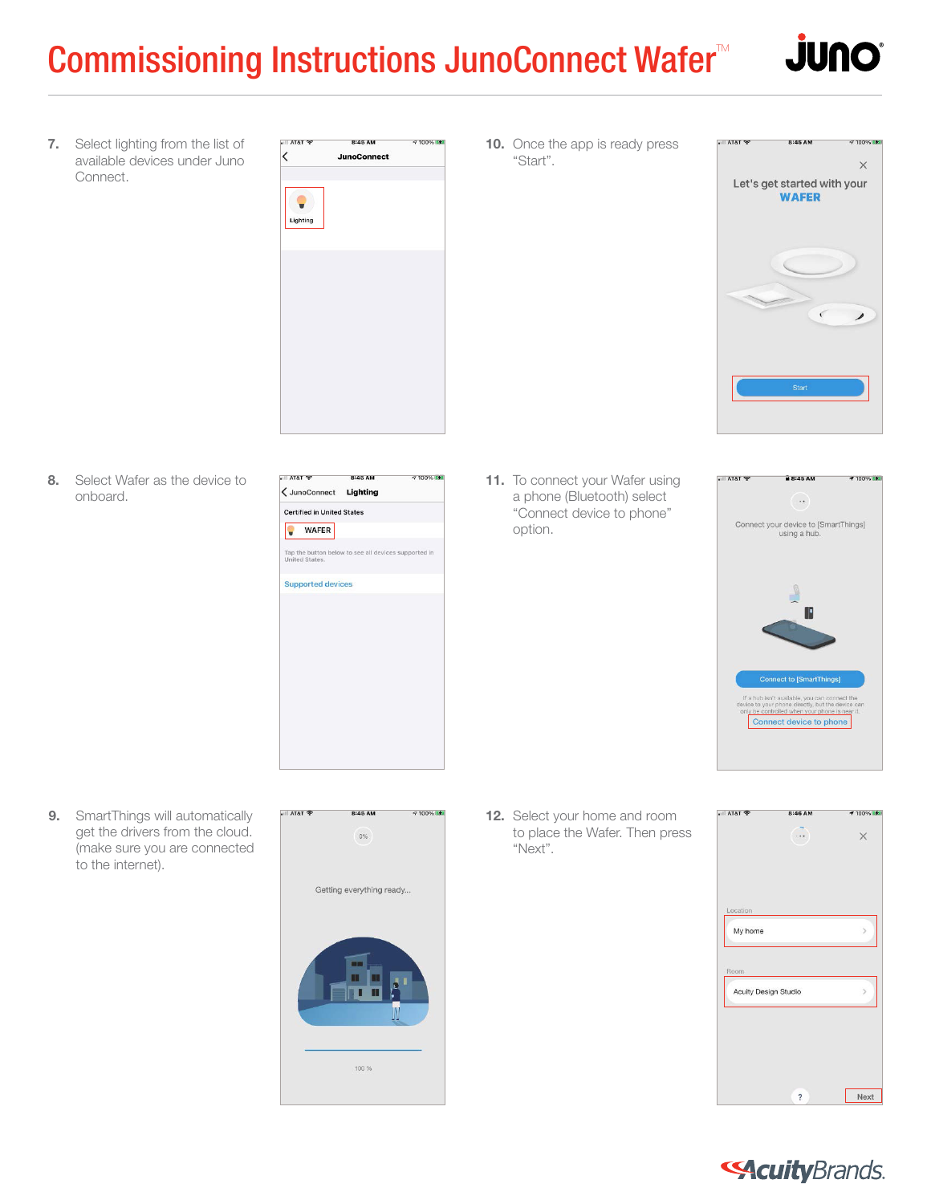# Commissioning Instructions JunoConnect Wafer™

7. Select lighting from the list of available devices under Juno Connect.

8. Select Wafer as the device to onboard.

9. SmartThings will automatically get the drivers from the cloud. (make sure you are connected to the internet).

10. Once the app is ready press “Start”.

11. To connect your Wafer using a phone (Bluetooth) select “Connect device to phone” option.

12. Select your home and room to place the Wafer. Then press “Next”.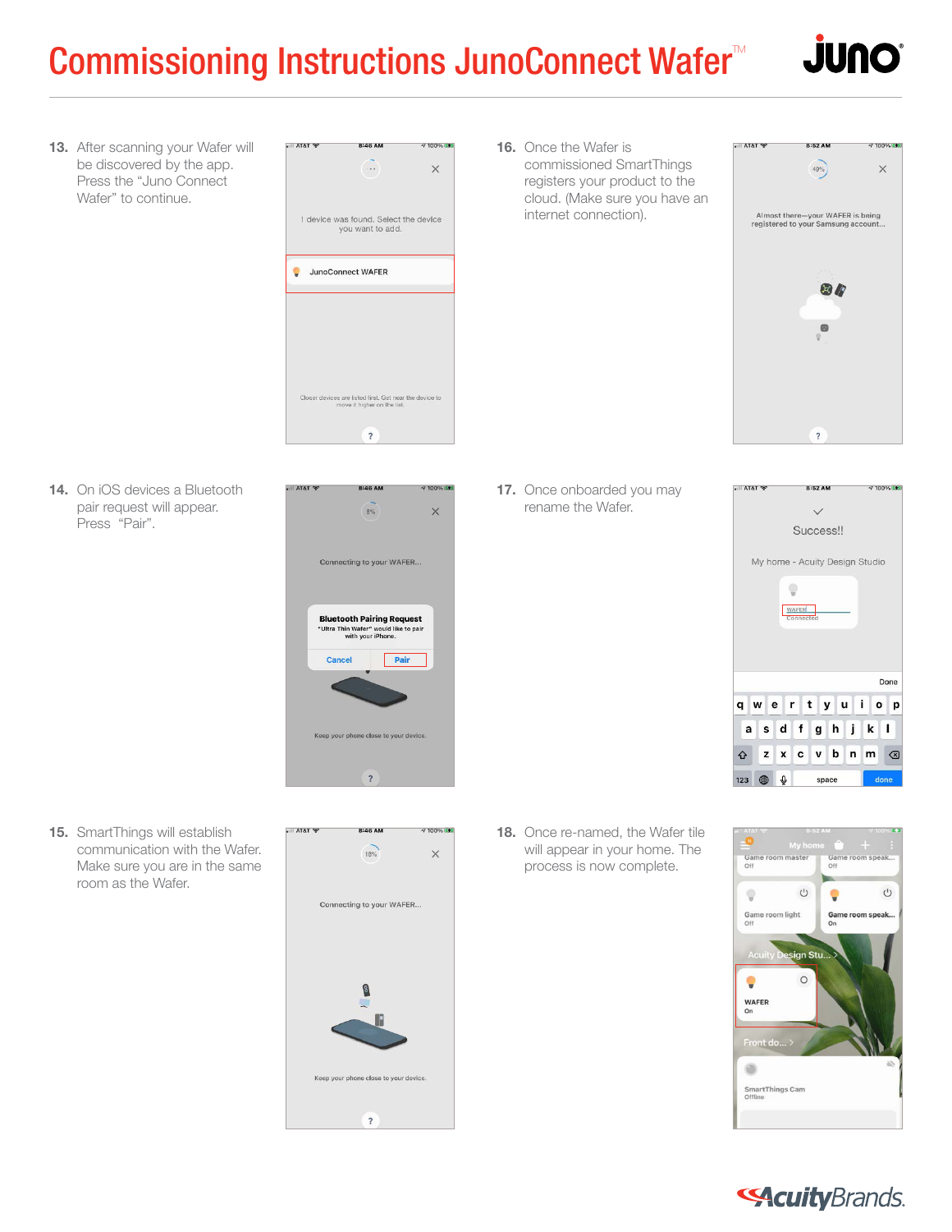# Commissioning Instructions JunoConnect Wafer™

13. After scanning your Wafer will be discovered by the app. Press the “Juno Connect Wafer” to continue.

14. On iOS devices a Bluetooth pair request will appear. Press “Pair”.

15. SmartThings will establish communication with the Wafer. Make sure you are in the same room as the Wafer.

16. Once the Wafer is commissioned SmartThings registers your product to the cloud. (Make sure you have an internet connection).

17. Once onboarded you may rename the Wafer.

18. Once re-named, the Wafer tile will appear in your home. The process is now complete.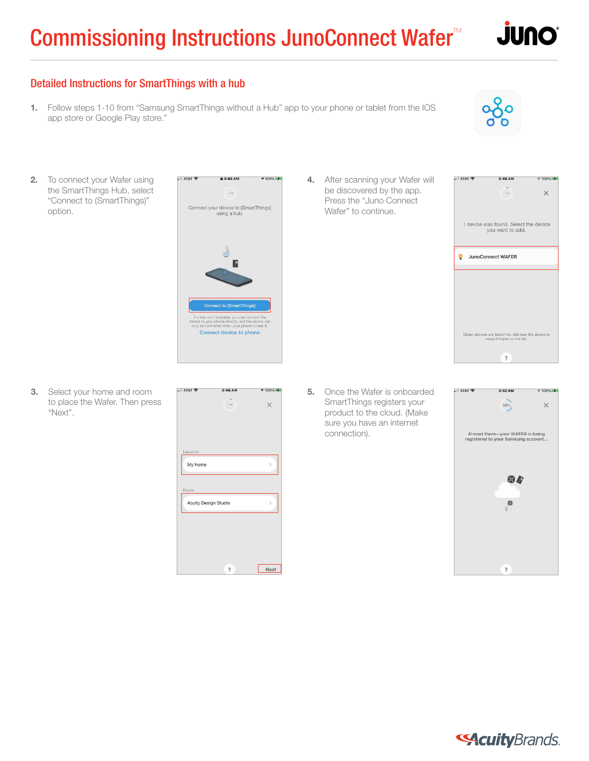# Commissioning Instructions JunoConnect Wafer™

## Detailed Instructions for SmartThings with a hub

1. Follow steps 1-10 from "Samsung SmartThings without a Hub" app to your phone or tablet from the IOS app store or Google Play store."

2. To connect your Wafer using the SmartThings Hub, select "Connect to (SmartThings)" option.

3. Select your home and room to place the Wafer. Then press "Next".

4. After scanning your Wafer will be discovered by the app. Press the "Juno Connect Wafer" to continue.

5. Once the Wafer is onboarded SmartThings registers your product to the cloud. (Make sure you have an internet connection).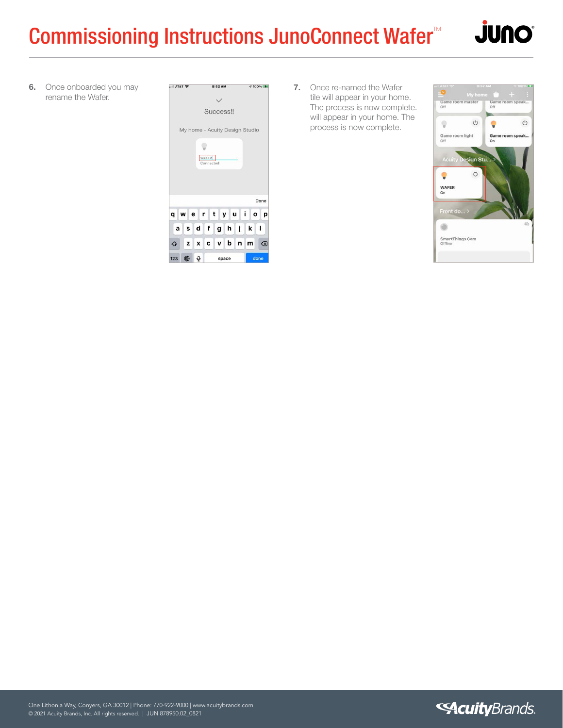6. Once onboarded you may rename the Wafer.

7. Once re-named the Wafer tile will appear in your home. The process is now complete. will appear in your home. The process is now complete.

One Lithonia Way, Conyers, GA 30012 | Phone: 770-922-9000 | www.acuitybrands.com
© 2021 Acuity Brands, Inc. All rights reserved. | JUN 878950.02_0821